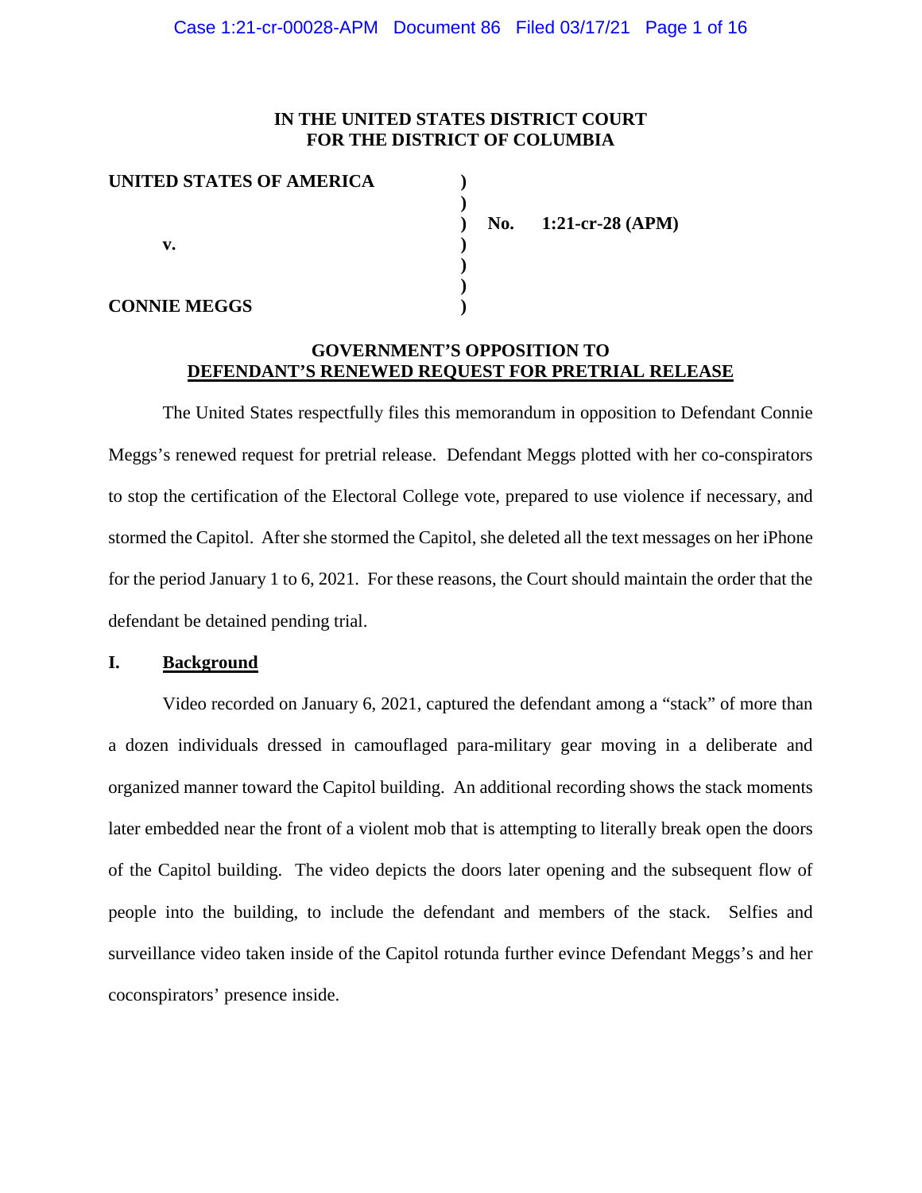**IN THE UNITED STATES DISTRICT COURT**
**FOR THE DISTRICT OF COLUMBIA**

| | | |
|---|---|---|
| **UNITED STATES OF AMERICA** | ) | |
| | ) | |
| | ) | **No. 1:21-cr-28 (APM)** |
| **v.** | ) | |
| | ) | |
| | ) | |
| **CONNIE MEGGS** | ) | |

**GOVERNMENT'S OPPOSITION TO**
**DEFENDANT'S RENEWED REQUEST FOR PRETRIAL RELEASE**

The United States respectfully files this memorandum in opposition to Defendant Connie Meggs's renewed request for pretrial release. Defendant Meggs plotted with her co-conspirators to stop the certification of the Electoral College vote, prepared to use violence if necessary, and stormed the Capitol. After she stormed the Capitol, she deleted all the text messages on her iPhone for the period January 1 to 6, 2021. For these reasons, the Court should maintain the order that the defendant be detained pending trial.

## I. Background

Video recorded on January 6, 2021, captured the defendant among a "stack" of more than a dozen individuals dressed in camouflaged para-military gear moving in a deliberate and organized manner toward the Capitol building. An additional recording shows the stack moments later embedded near the front of a violent mob that is attempting to literally break open the doors of the Capitol building. The video depicts the doors later opening and the subsequent flow of people into the building, to include the defendant and members of the stack. Selfies and surveillance video taken inside of the Capitol rotunda further evince Defendant Meggs's and her coconspirators' presence inside.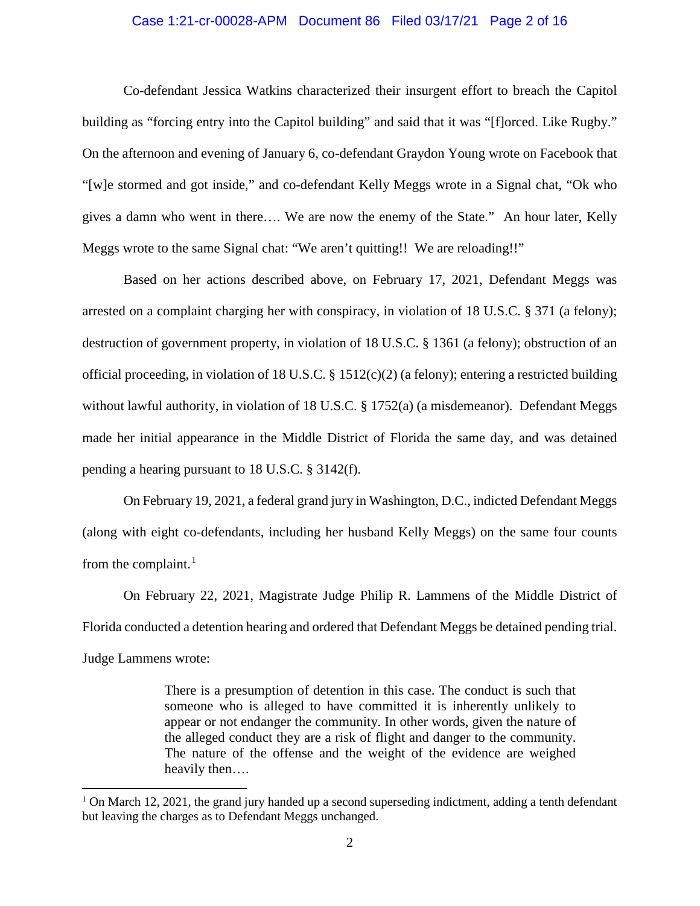Co-defendant Jessica Watkins characterized their insurgent effort to breach the Capitol building as "forcing entry into the Capitol building" and said that it was "[f]orced. Like Rugby." On the afternoon and evening of January 6, co-defendant Graydon Young wrote on Facebook that "[w]e stormed and got inside," and co-defendant Kelly Meggs wrote in a Signal chat, "Ok who gives a damn who went in there…. We are now the enemy of the State." An hour later, Kelly Meggs wrote to the same Signal chat: "We aren't quitting!! We are reloading!!"

Based on her actions described above, on February 17, 2021, Defendant Meggs was arrested on a complaint charging her with conspiracy, in violation of 18 U.S.C. § 371 (a felony); destruction of government property, in violation of 18 U.S.C. § 1361 (a felony); obstruction of an official proceeding, in violation of 18 U.S.C. § 1512(c)(2) (a felony); entering a restricted building without lawful authority, in violation of 18 U.S.C. § 1752(a) (a misdemeanor). Defendant Meggs made her initial appearance in the Middle District of Florida the same day, and was detained pending a hearing pursuant to 18 U.S.C. § 3142(f).

On February 19, 2021, a federal grand jury in Washington, D.C., indicted Defendant Meggs (along with eight co-defendants, including her husband Kelly Meggs) on the same four counts from the complaint.[1]

On February 22, 2021, Magistrate Judge Philip R. Lammens of the Middle District of Florida conducted a detention hearing and ordered that Defendant Meggs be detained pending trial. Judge Lammens wrote:

> There is a presumption of detention in this case. The conduct is such that someone who is alleged to have committed it is inherently unlikely to appear or not endanger the community. In other words, given the nature of the alleged conduct they are a risk of flight and danger to the community. The nature of the offense and the weight of the evidence are weighed heavily then….

[1] On March 12, 2021, the grand jury handed up a second superseding indictment, adding a tenth defendant but leaving the charges as to Defendant Meggs unchanged.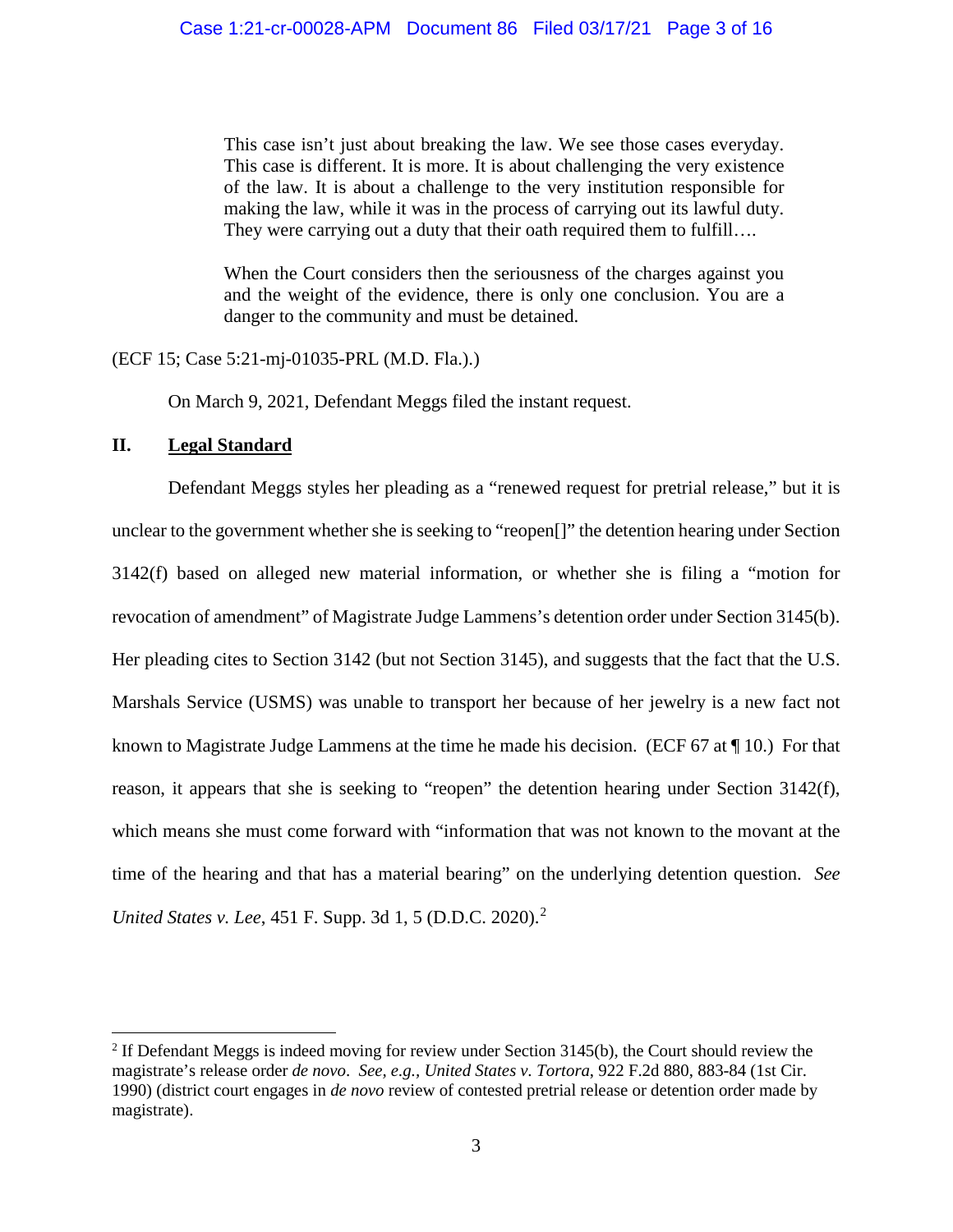> This case isn't just about breaking the law. We see those cases everyday. This case is different. It is more. It is about challenging the very existence of the law. It is about a challenge to the very institution responsible for making the law, while it was in the process of carrying out its lawful duty. They were carrying out a duty that their oath required them to fulfill….
>
> When the Court considers then the seriousness of the charges against you and the weight of the evidence, there is only one conclusion. You are a danger to the community and must be detained.

(ECF 15; Case 5:21-mj-01035-PRL (M.D. Fla.).)

On March 9, 2021, Defendant Meggs filed the instant request.

## II. Legal Standard

Defendant Meggs styles her pleading as a "renewed request for pretrial release," but it is unclear to the government whether she is seeking to "reopen[]" the detention hearing under Section 3142(f) based on alleged new material information, or whether she is filing a "motion for revocation of amendment" of Magistrate Judge Lammens's detention order under Section 3145(b). Her pleading cites to Section 3142 (but not Section 3145), and suggests that the fact that the U.S. Marshals Service (USMS) was unable to transport her because of her jewelry is a new fact not known to Magistrate Judge Lammens at the time he made his decision. (ECF 67 at ¶ 10.) For that reason, it appears that she is seeking to "reopen" the detention hearing under Section 3142(f), which means she must come forward with "information that was not known to the movant at the time of the hearing and that has a material bearing" on the underlying detention question. *See United States v. Lee*, 451 F. Supp. 3d 1, 5 (D.D.C. 2020).[2]

---

[2] If Defendant Meggs is indeed moving for review under Section 3145(b), the Court should review the magistrate's release order *de novo*. *See, e.g.*, *United States v. Tortora*, 922 F.2d 880, 883-84 (1st Cir. 1990) (district court engages in *de novo* review of contested pretrial release or detention order made by magistrate).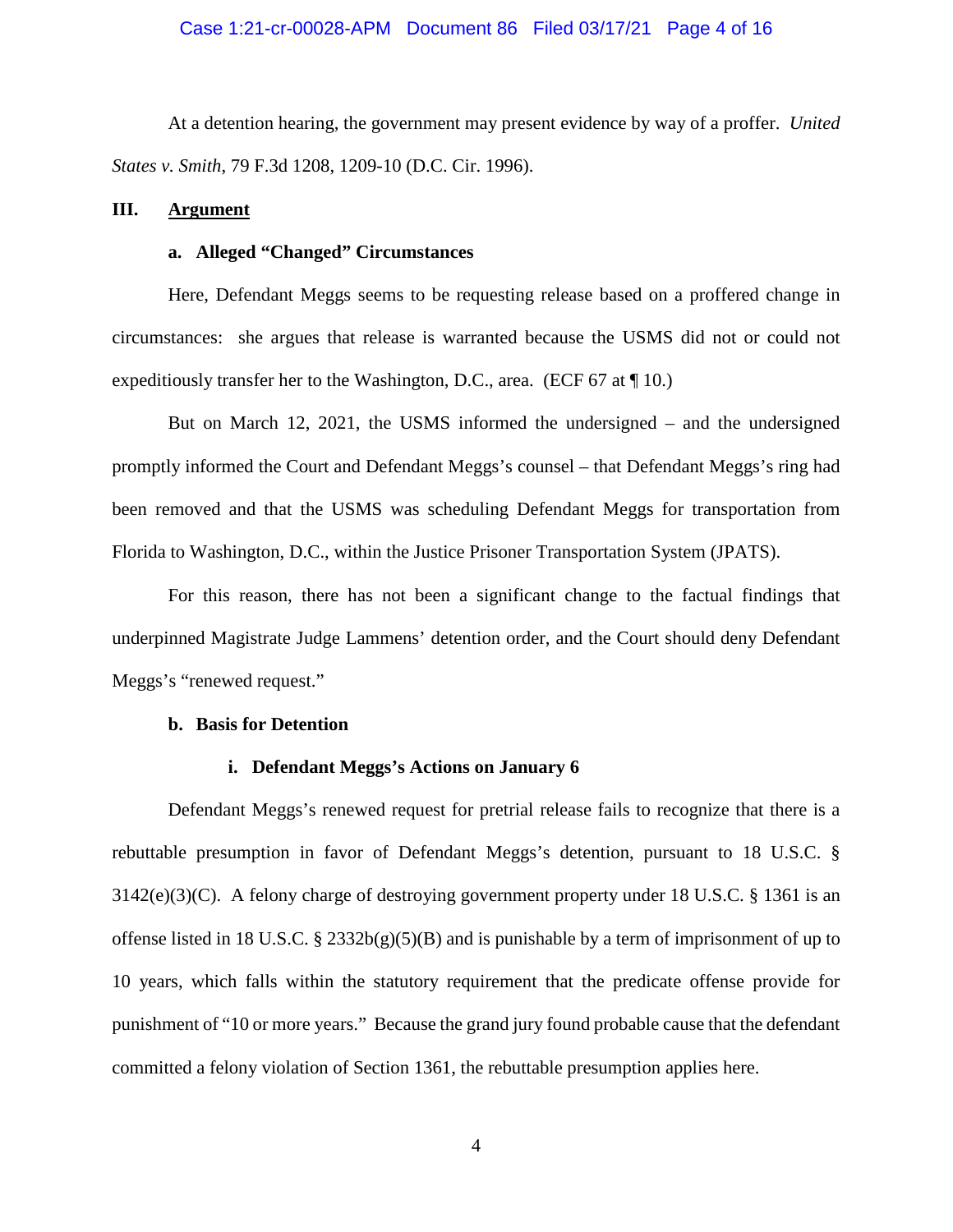At a detention hearing, the government may present evidence by way of a proffer. *United States v. Smith*, 79 F.3d 1208, 1209-10 (D.C. Cir. 1996).

## III. Argument

### a. Alleged "Changed" Circumstances

Here, Defendant Meggs seems to be requesting release based on a proffered change in circumstances: she argues that release is warranted because the USMS did not or could not expeditiously transfer her to the Washington, D.C., area. (ECF 67 at ¶ 10.)

But on March 12, 2021, the USMS informed the undersigned – and the undersigned promptly informed the Court and Defendant Meggs's counsel – that Defendant Meggs's ring had been removed and that the USMS was scheduling Defendant Meggs for transportation from Florida to Washington, D.C., within the Justice Prisoner Transportation System (JPATS).

For this reason, there has not been a significant change to the factual findings that underpinned Magistrate Judge Lammens' detention order, and the Court should deny Defendant Meggs's "renewed request."

### b. Basis for Detention

#### i. Defendant Meggs's Actions on January 6

Defendant Meggs's renewed request for pretrial release fails to recognize that there is a rebuttable presumption in favor of Defendant Meggs's detention, pursuant to 18 U.S.C. § 3142(e)(3)(C). A felony charge of destroying government property under 18 U.S.C. § 1361 is an offense listed in 18 U.S.C. § 2332b(g)(5)(B) and is punishable by a term of imprisonment of up to 10 years, which falls within the statutory requirement that the predicate offense provide for punishment of "10 or more years." Because the grand jury found probable cause that the defendant committed a felony violation of Section 1361, the rebuttable presumption applies here.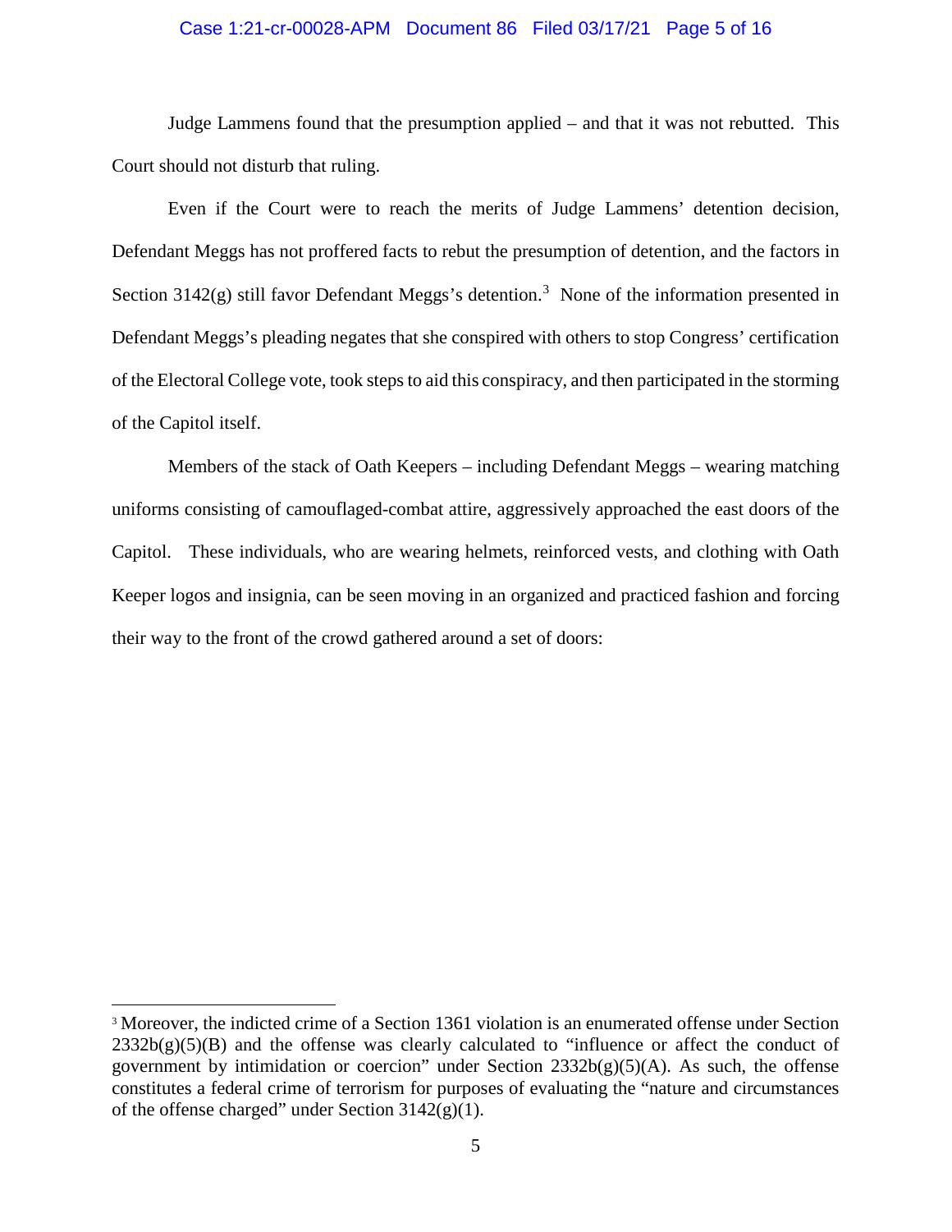Judge Lammens found that the presumption applied – and that it was not rebutted. This Court should not disturb that ruling.

Even if the Court were to reach the merits of Judge Lammens' detention decision, Defendant Meggs has not proffered facts to rebut the presumption of detention, and the factors in Section 3142(g) still favor Defendant Meggs's detention.[3] None of the information presented in Defendant Meggs's pleading negates that she conspired with others to stop Congress' certification of the Electoral College vote, took steps to aid this conspiracy, and then participated in the storming of the Capitol itself.

Members of the stack of Oath Keepers – including Defendant Meggs – wearing matching uniforms consisting of camouflaged-combat attire, aggressively approached the east doors of the Capitol. These individuals, who are wearing helmets, reinforced vests, and clothing with Oath Keeper logos and insignia, can be seen moving in an organized and practiced fashion and forcing their way to the front of the crowd gathered around a set of doors:

[3] Moreover, the indicted crime of a Section 1361 violation is an enumerated offense under Section 2332b(g)(5)(B) and the offense was clearly calculated to "influence or affect the conduct of government by intimidation or coercion" under Section 2332b(g)(5)(A). As such, the offense constitutes a federal crime of terrorism for purposes of evaluating the "nature and circumstances of the offense charged" under Section 3142(g)(1).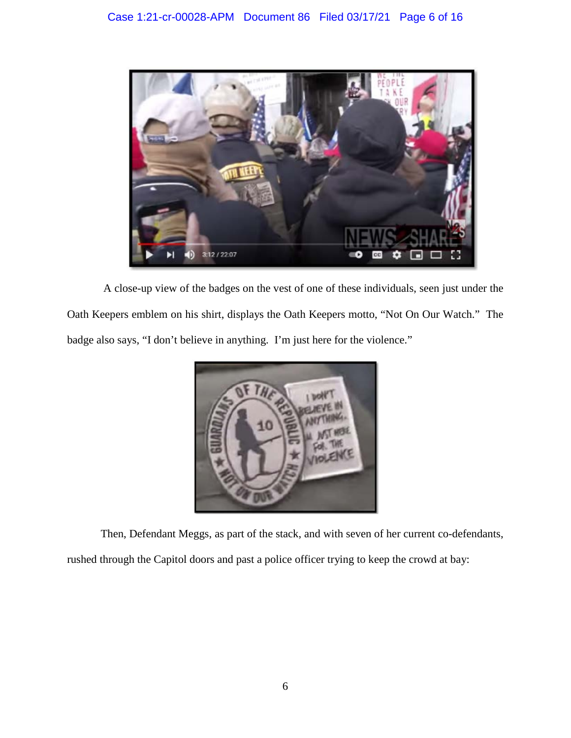A close-up view of the badges on the vest of one of these individuals, seen just under the Oath Keepers emblem on his shirt, displays the Oath Keepers motto, "Not On Our Watch." The badge also says, "I don't believe in anything. I'm just here for the violence."

Then, Defendant Meggs, as part of the stack, and with seven of her current co-defendants, rushed through the Capitol doors and past a police officer trying to keep the crowd at bay: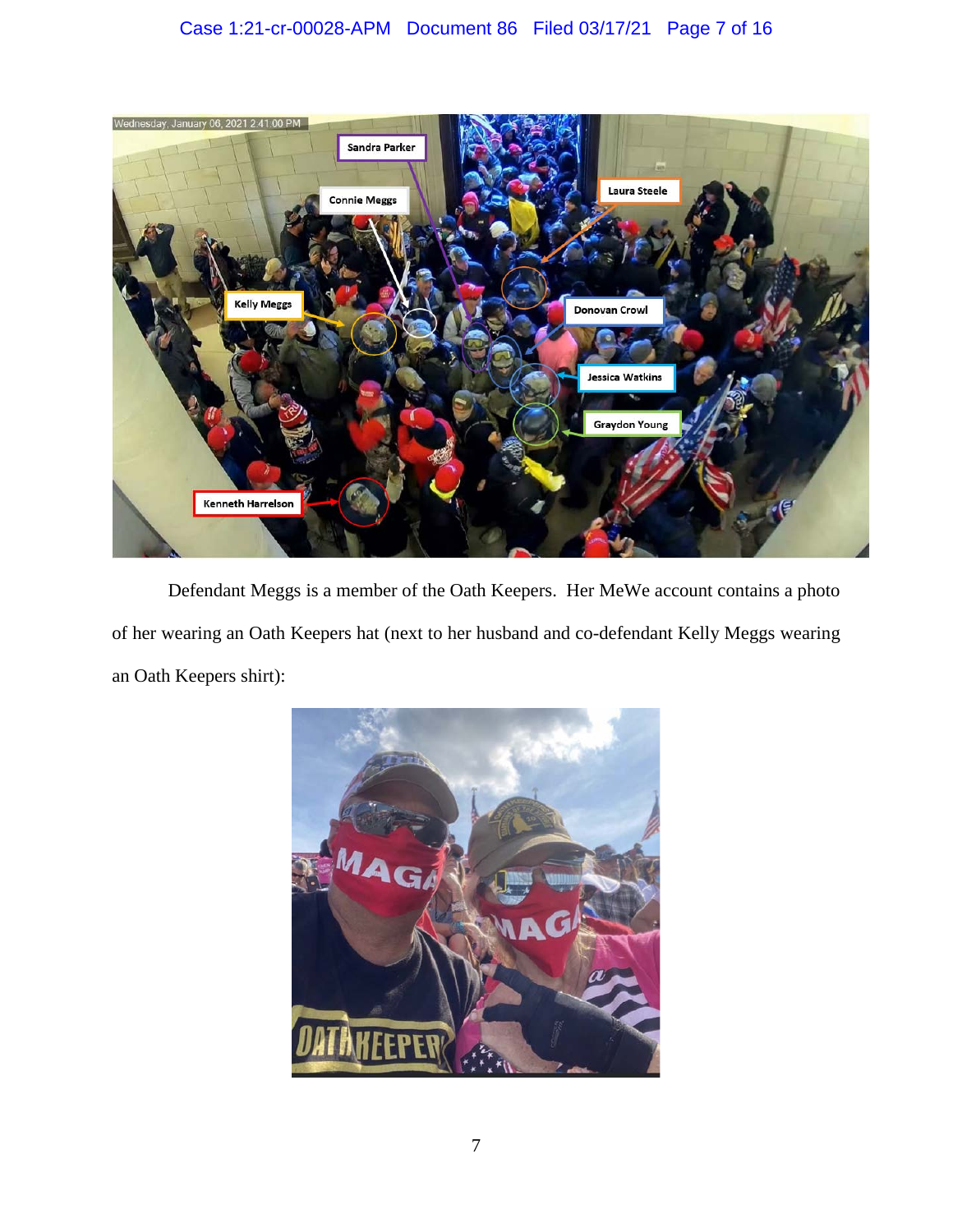Defendant Meggs is a member of the Oath Keepers. Her MeWe account contains a photo of her wearing an Oath Keepers hat (next to her husband and co-defendant Kelly Meggs wearing an Oath Keepers shirt):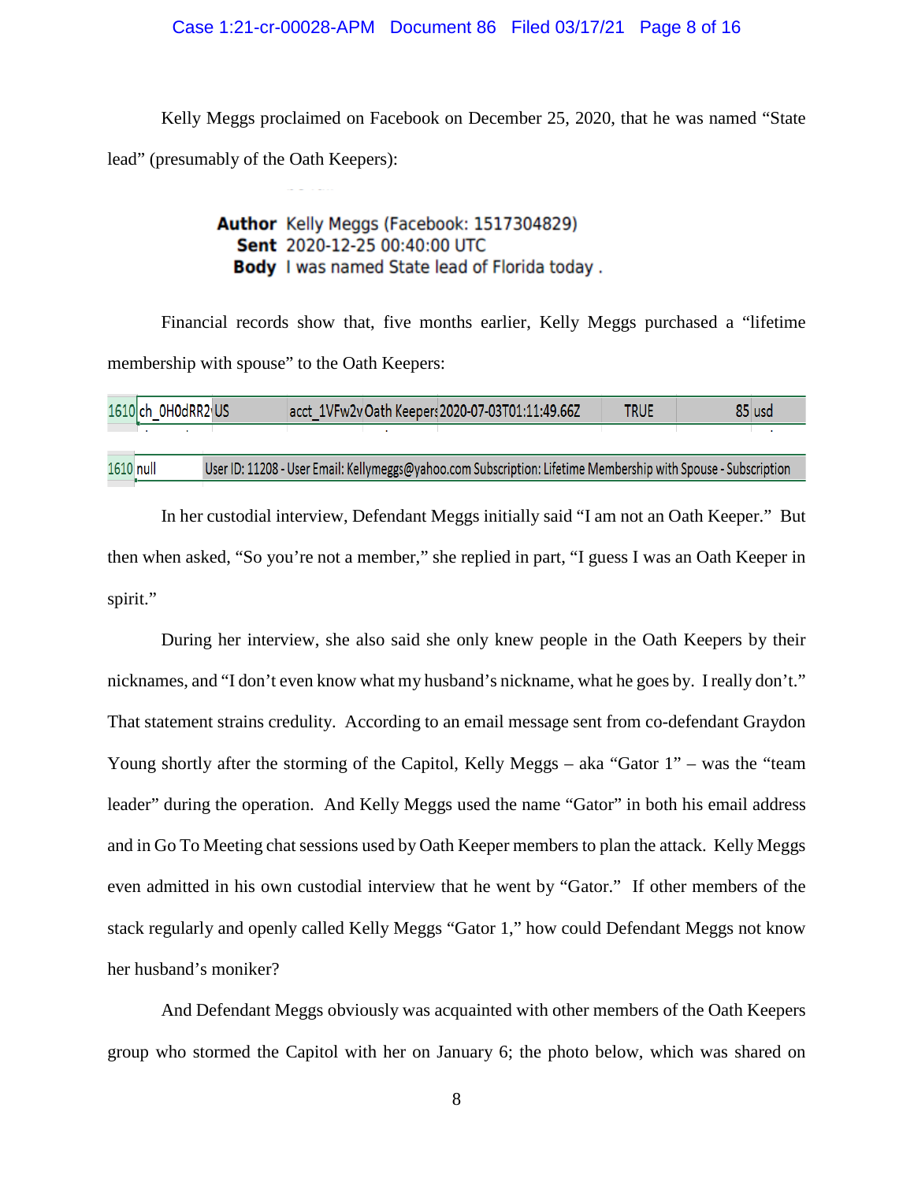Kelly Meggs proclaimed on Facebook on December 25, 2020, that he was named "State lead" (presumably of the Oath Keepers):

> **Author** Kelly Meggs (Facebook: 1517304829)
> **Sent** 2020-12-25 00:40:00 UTC
> **Body** I was named State lead of Florida today .

Financial records show that, five months earlier, Kelly Meggs purchased a "lifetime membership with spouse" to the Oath Keepers:

| 1610 | ch_0H0dRR2 | US | acct_1VFw2v | Oath Keepers | 2020-07-03T01:11:49.66Z | TRUE | 85 | usd |
|---|---|---|---|---|---|---|---|---|

| 1610 | null | User ID: 11208 - User Email: Kellymeggs@yahoo.com Subscription: Lifetime Membership with Spouse - Subscription |
|---|---|---|

In her custodial interview, Defendant Meggs initially said "I am not an Oath Keeper." But then when asked, "So you're not a member," she replied in part, "I guess I was an Oath Keeper in spirit."

During her interview, she also said she only knew people in the Oath Keepers by their nicknames, and "I don't even know what my husband's nickname, what he goes by. I really don't." That statement strains credulity. According to an email message sent from co-defendant Graydon Young shortly after the storming of the Capitol, Kelly Meggs – aka "Gator 1" – was the "team leader" during the operation. And Kelly Meggs used the name "Gator" in both his email address and in Go To Meeting chat sessions used by Oath Keeper members to plan the attack. Kelly Meggs even admitted in his own custodial interview that he went by "Gator." If other members of the stack regularly and openly called Kelly Meggs "Gator 1," how could Defendant Meggs not know her husband's moniker?

And Defendant Meggs obviously was acquainted with other members of the Oath Keepers group who stormed the Capitol with her on January 6; the photo below, which was shared on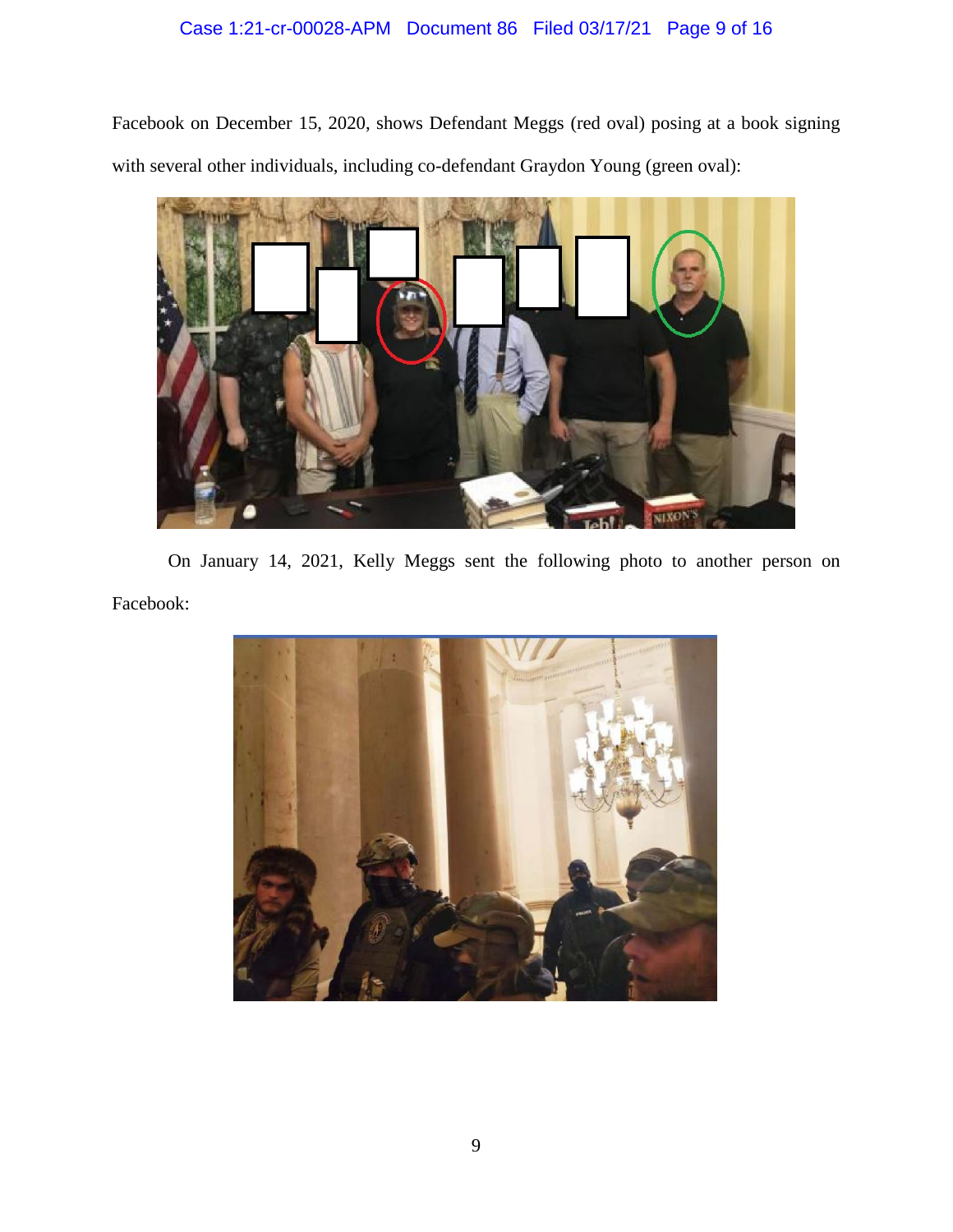Facebook on December 15, 2020, shows Defendant Meggs (red oval) posing at a book signing with several other individuals, including co-defendant Graydon Young (green oval):

On January 14, 2021, Kelly Meggs sent the following photo to another person on Facebook: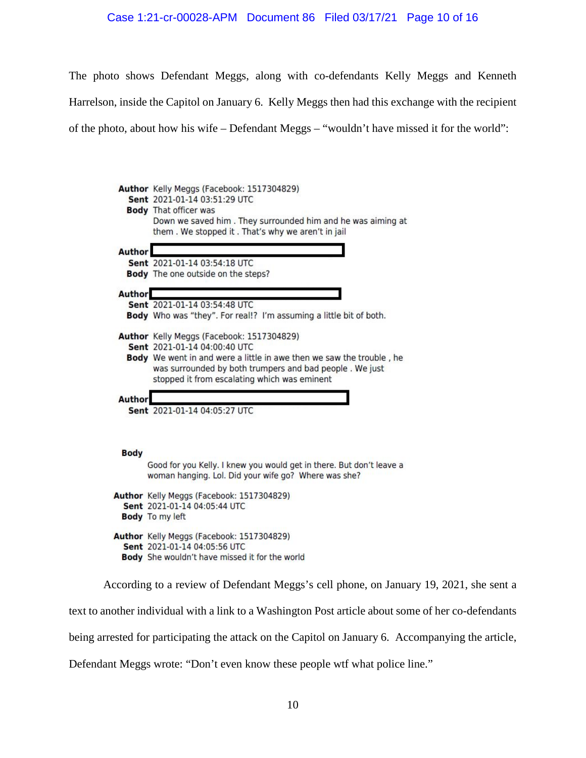The photo shows Defendant Meggs, along with co-defendants Kelly Meggs and Kenneth Harrelson, inside the Capitol on January 6. Kelly Meggs then had this exchange with the recipient of the photo, about how his wife – Defendant Meggs – "wouldn't have missed it for the world":

**Author** Kelly Meggs (Facebook: 1517304829)
**Sent** 2021-01-14 03:51:29 UTC
**Body** That officer was
Down we saved him . They surrounded him and he was aiming at them . We stopped it . That's why we aren't in jail

**Author** [redacted]
**Sent** 2021-01-14 03:54:18 UTC
**Body** The one outside on the steps?

**Author** [redacted]
**Sent** 2021-01-14 03:54:48 UTC
**Body** Who was "they". For real!? I'm assuming a little bit of both.

**Author** Kelly Meggs (Facebook: 1517304829)
**Sent** 2021-01-14 04:00:40 UTC
**Body** We went in and were a little in awe then we saw the trouble , he was surrounded by both trumpers and bad people . We just stopped it from escalating which was eminent

**Author** [redacted]
**Sent** 2021-01-14 04:05:27 UTC

**Body**
Good for you Kelly. I knew you would get in there. But don't leave a woman hanging. Lol. Did your wife go? Where was she?

**Author** Kelly Meggs (Facebook: 1517304829)
**Sent** 2021-01-14 04:05:44 UTC
**Body** To my left

**Author** Kelly Meggs (Facebook: 1517304829)
**Sent** 2021-01-14 04:05:56 UTC
**Body** She wouldn't have missed it for the world

According to a review of Defendant Meggs's cell phone, on January 19, 2021, she sent a text to another individual with a link to a Washington Post article about some of her co-defendants being arrested for participating the attack on the Capitol on January 6. Accompanying the article, Defendant Meggs wrote: "Don't even know these people wtf what police line."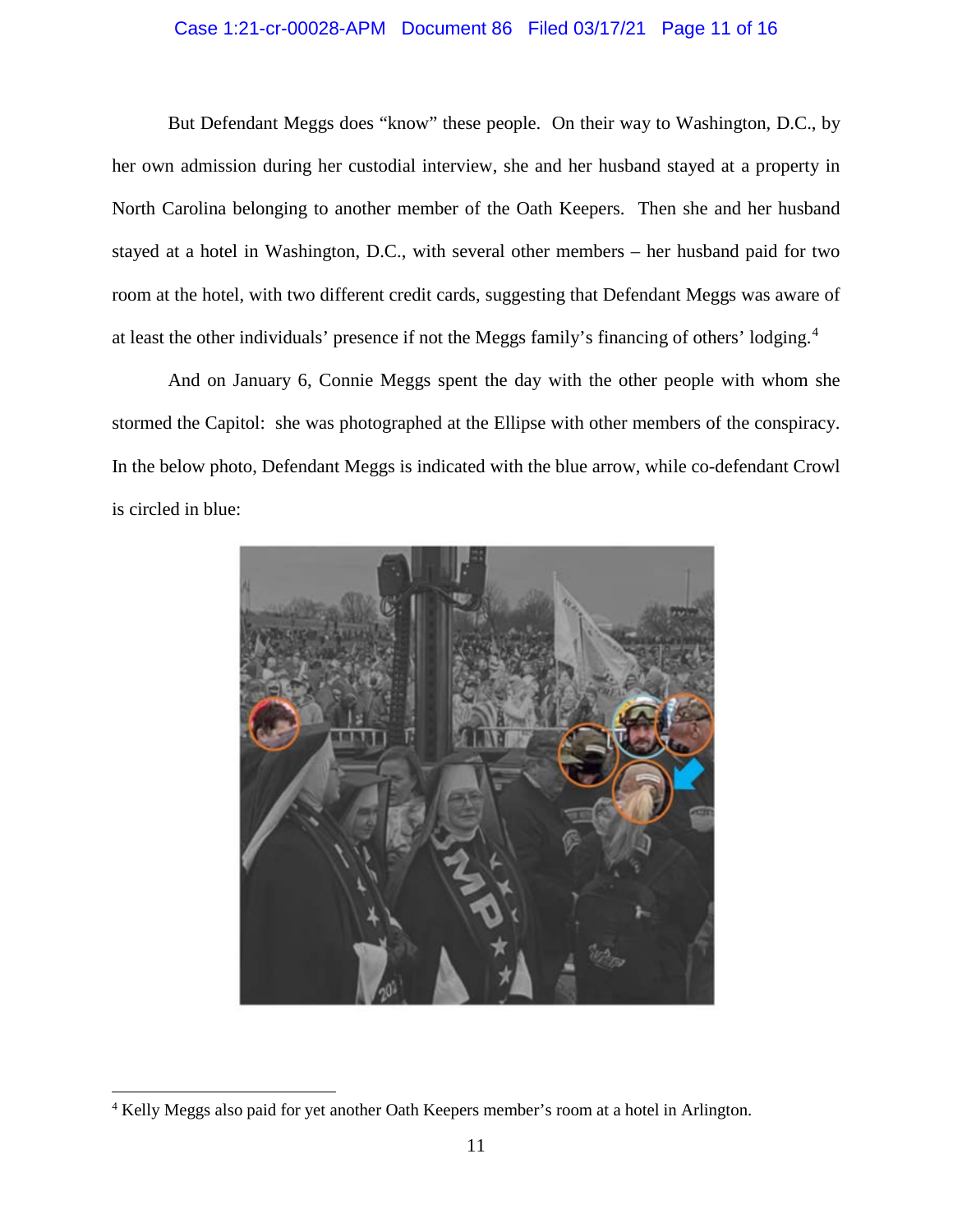But Defendant Meggs does "know" these people. On their way to Washington, D.C., by her own admission during her custodial interview, she and her husband stayed at a property in North Carolina belonging to another member of the Oath Keepers. Then she and her husband stayed at a hotel in Washington, D.C., with several other members – her husband paid for two room at the hotel, with two different credit cards, suggesting that Defendant Meggs was aware of at least the other individuals' presence if not the Meggs family's financing of others' lodging.[4]

And on January 6, Connie Meggs spent the day with the other people with whom she stormed the Capitol: she was photographed at the Ellipse with other members of the conspiracy. In the below photo, Defendant Meggs is indicated with the blue arrow, while co-defendant Crowl is circled in blue:

[4] Kelly Meggs also paid for yet another Oath Keepers member's room at a hotel in Arlington.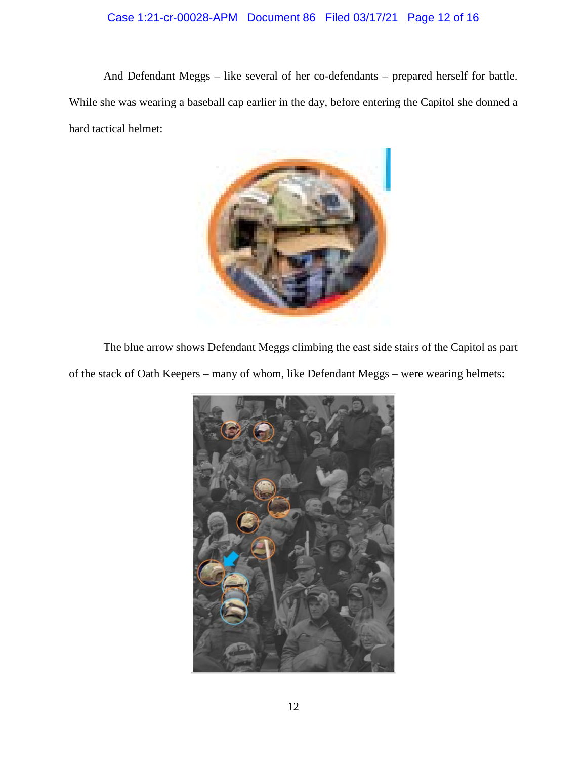And Defendant Meggs – like several of her co-defendants – prepared herself for battle. While she was wearing a baseball cap earlier in the day, before entering the Capitol she donned a hard tactical helmet:

The blue arrow shows Defendant Meggs climbing the east side stairs of the Capitol as part of the stack of Oath Keepers – many of whom, like Defendant Meggs – were wearing helmets: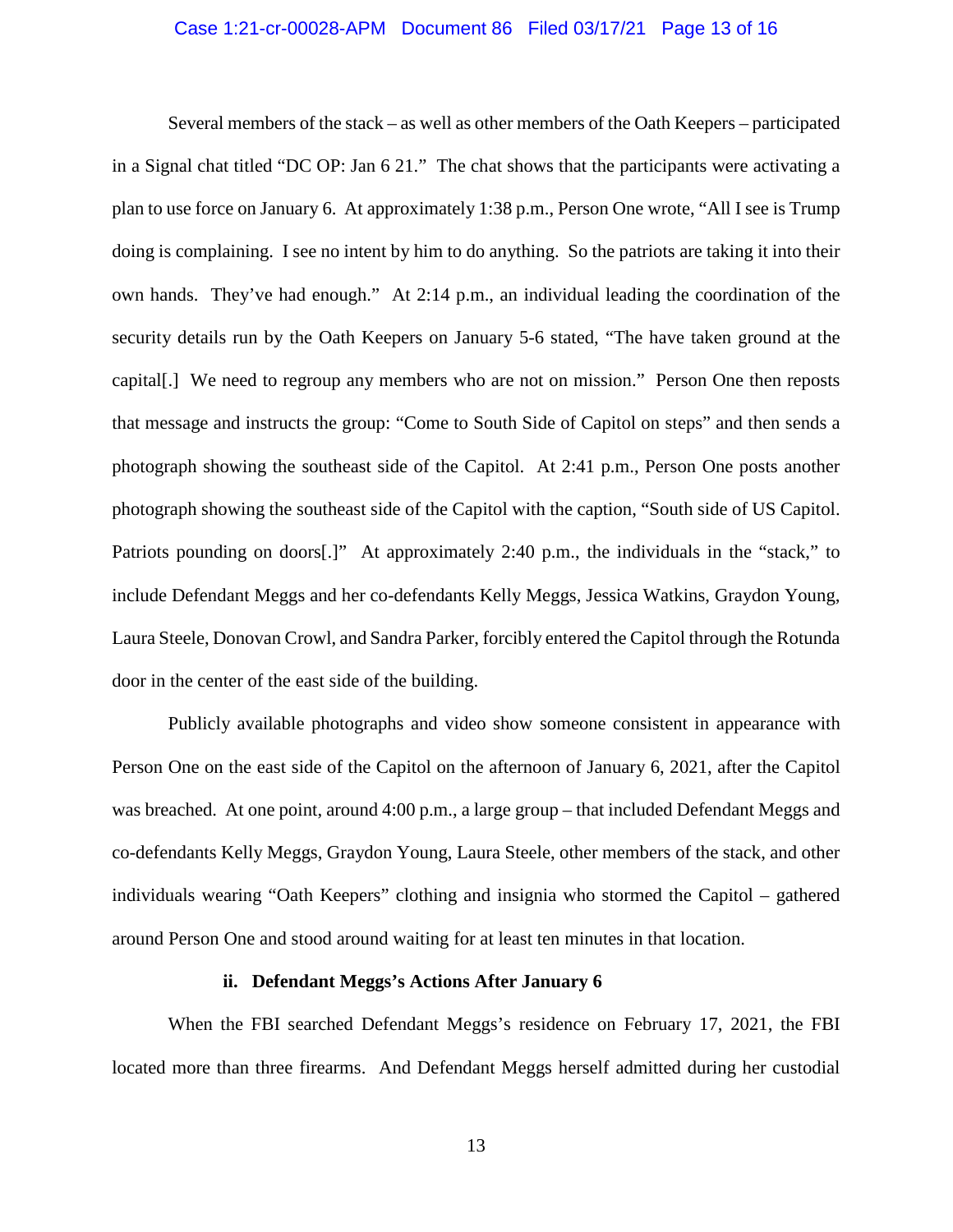Several members of the stack – as well as other members of the Oath Keepers – participated in a Signal chat titled "DC OP: Jan 6 21." The chat shows that the participants were activating a plan to use force on January 6. At approximately 1:38 p.m., Person One wrote, "All I see is Trump doing is complaining. I see no intent by him to do anything. So the patriots are taking it into their own hands. They've had enough." At 2:14 p.m., an individual leading the coordination of the security details run by the Oath Keepers on January 5-6 stated, "The have taken ground at the capital[.] We need to regroup any members who are not on mission." Person One then reposts that message and instructs the group: "Come to South Side of Capitol on steps" and then sends a photograph showing the southeast side of the Capitol. At 2:41 p.m., Person One posts another photograph showing the southeast side of the Capitol with the caption, "South side of US Capitol. Patriots pounding on doors[.]" At approximately 2:40 p.m., the individuals in the "stack," to include Defendant Meggs and her co-defendants Kelly Meggs, Jessica Watkins, Graydon Young, Laura Steele, Donovan Crowl, and Sandra Parker, forcibly entered the Capitol through the Rotunda door in the center of the east side of the building.

Publicly available photographs and video show someone consistent in appearance with Person One on the east side of the Capitol on the afternoon of January 6, 2021, after the Capitol was breached. At one point, around 4:00 p.m., a large group – that included Defendant Meggs and co-defendants Kelly Meggs, Graydon Young, Laura Steele, other members of the stack, and other individuals wearing "Oath Keepers" clothing and insignia who stormed the Capitol – gathered around Person One and stood around waiting for at least ten minutes in that location.

#### ii. Defendant Meggs's Actions After January 6

When the FBI searched Defendant Meggs's residence on February 17, 2021, the FBI located more than three firearms. And Defendant Meggs herself admitted during her custodial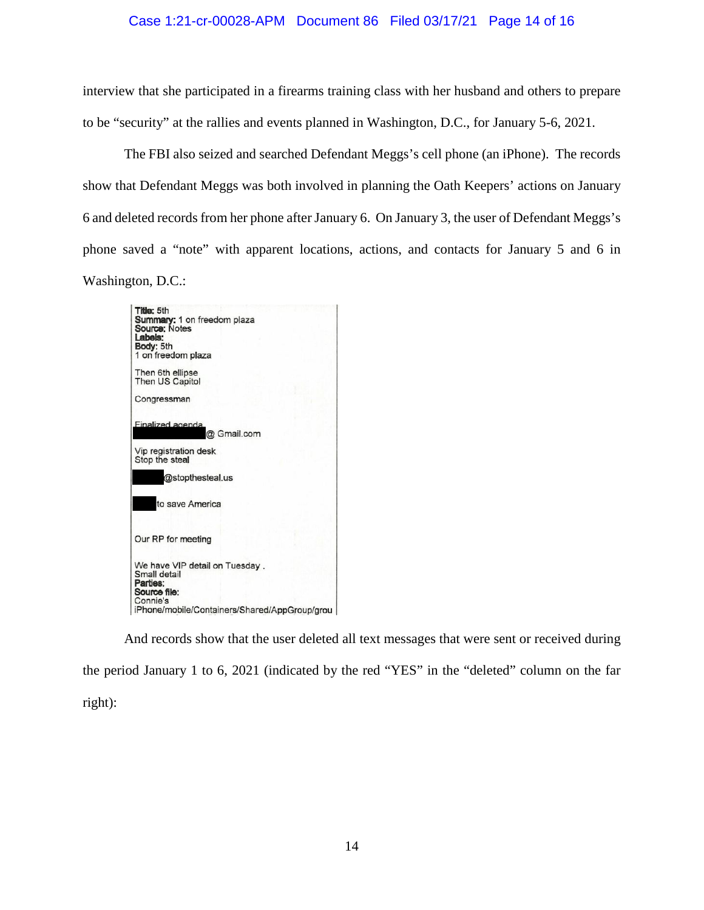interview that she participated in a firearms training class with her husband and others to prepare to be "security" at the rallies and events planned in Washington, D.C., for January 5-6, 2021.

The FBI also seized and searched Defendant Meggs's cell phone (an iPhone). The records show that Defendant Meggs was both involved in planning the Oath Keepers' actions on January 6 and deleted records from her phone after January 6. On January 3, the user of Defendant Meggs's phone saved a "note" with apparent locations, actions, and contacts for January 5 and 6 in Washington, D.C.:

```
Title: 5th
Summary: 1 on freedom plaza
Source: Notes
Labels:
Body: 5th
1 on freedom plaza

Then 6th ellipse
Then US Capitol

Congressman

Finalized agenda
[REDACTED]@ Gmail.com

Vip registration desk
Stop the steal

[REDACTED]@stopthesteal.us

[REDACTED] to save America


Our RP for meeting


We have VIP detail on Tuesday .
Small detail
Parties:
Source file:
Connie's
iPhone/mobile/Containers/Shared/AppGroup/grou
```

And records show that the user deleted all text messages that were sent or received during the period January 1 to 6, 2021 (indicated by the red "YES" in the "deleted" column on the far right):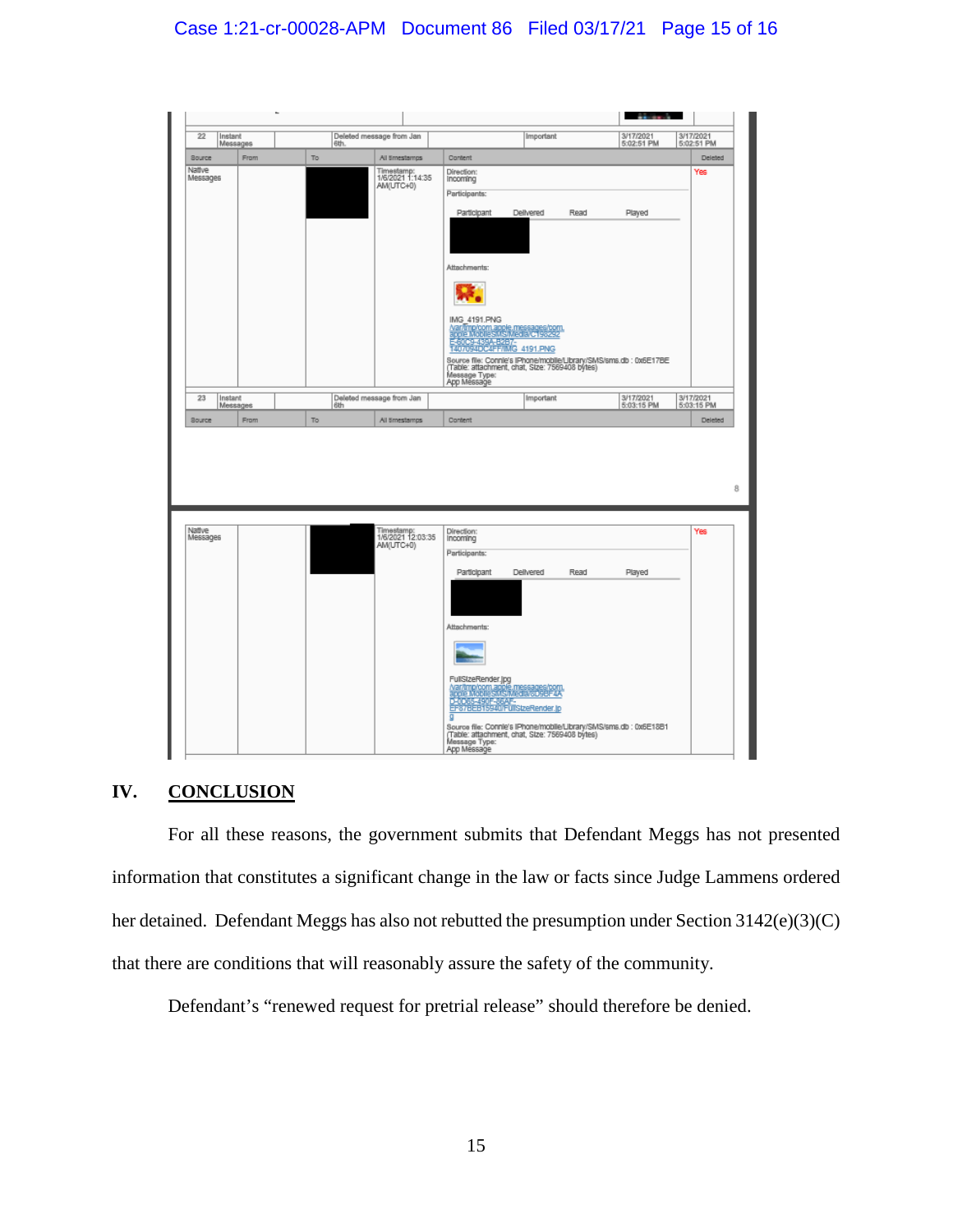| 22 | Instant Messages | | Deleted message from Jan 6th. | | Important | 3/17/2021 5:02:51 PM | 3/17/2021 5:02:51 PM |
|---|---|---|---|---|---|---|---|
| Source | From | To | All timestamps | Content | | | Deleted |
| Native Messages | | | Timestamp: 1/6/2021 1:14:35 AM(UTC+0) | Direction: Incoming<br>Participants:<br>Participant Delivered Read Played<br>Attachments:<br>IMG_4191.PNG<br>/var/tmp/com.apple.messages/com.apple.MobileSMS/Media/C16E292E-80C9-439A-B2B7-7407094DC4FF/IMG_4191.PNG<br>Source file: Connie's iPhone/mobile/Library/SMS/sms.db : 0x6E17BE (Table: attachment, chat, Size: 7569408 bytes)<br>Message Type: App Message | | | Yes |
| 23 | Instant Messages | | Deleted message from Jan 6th | | Important | 3/17/2021 5:03:15 PM | 3/17/2021 5:03:15 PM |
| Source | From | To | All timestamps | Content | | | Deleted |
| Native Messages | | | Timestamp: 1/6/2021 12:03:35 AM(UTC+0) | Direction: Incoming<br>Participants:<br>Participant Delivered Read Played<br>Attachments:<br>FullSizeRender.jpg<br>/var/tmp/com.apple.messages/com.apple.MobileSMS/Media/6D9BF4AC-D0C5-456F-95AF-EF87BEB1594D/FullSizeRender.jpg<br>Source file: Connie's iPhone/mobile/Library/SMS/sms.db : 0x6E18B1 (Table: attachment, chat, Size: 7569408 bytes)<br>Message Type: App Message | | | Yes |

## IV. CONCLUSION

For all these reasons, the government submits that Defendant Meggs has not presented information that constitutes a significant change in the law or facts since Judge Lammens ordered her detained. Defendant Meggs has also not rebutted the presumption under Section 3142(e)(3)(C) that there are conditions that will reasonably assure the safety of the community.

Defendant's "renewed request for pretrial release" should therefore be denied.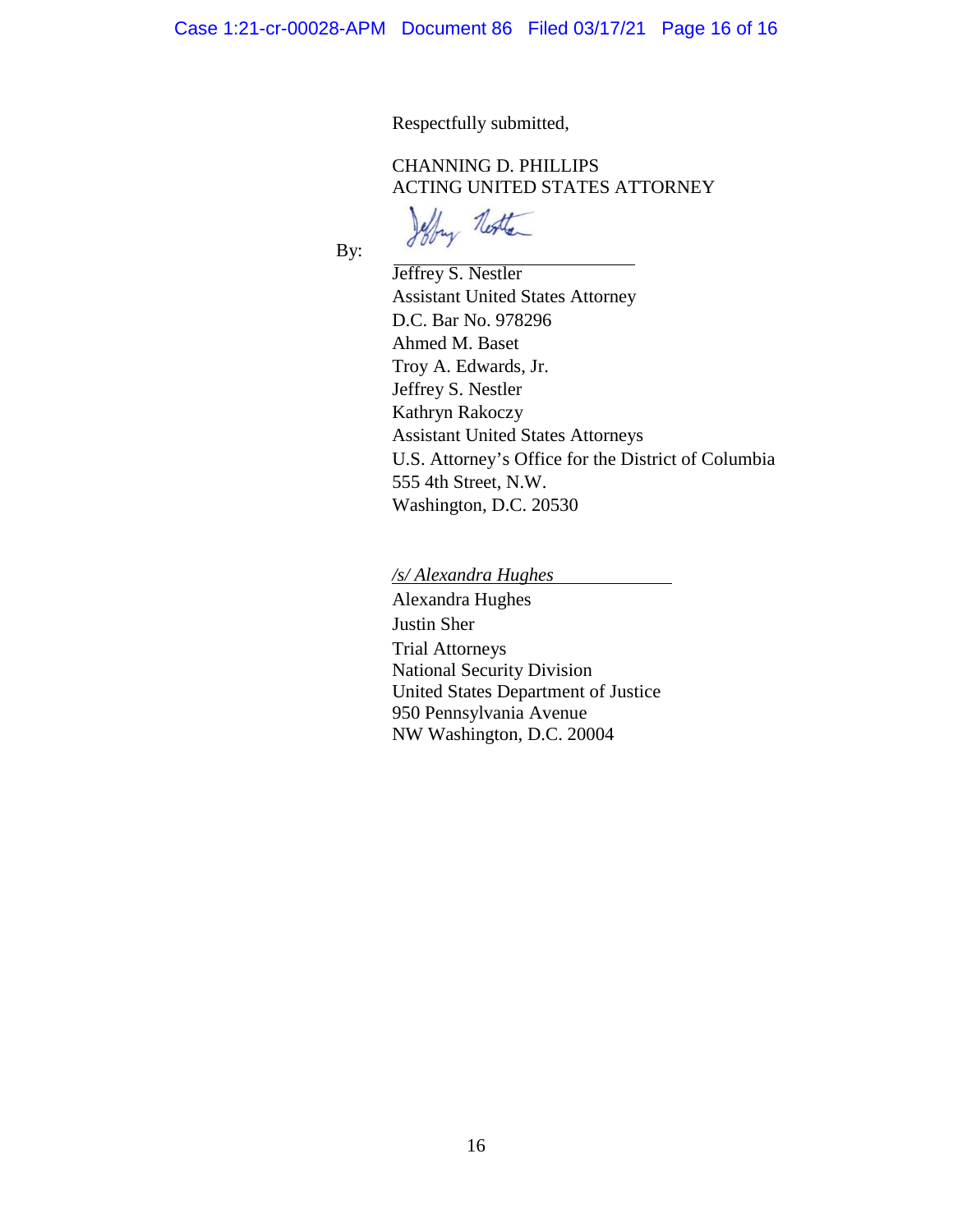Respectfully submitted,

CHANNING D. PHILLIPS
ACTING UNITED STATES ATTORNEY

By: ______________________________
Jeffrey S. Nestler
Assistant United States Attorney
D.C. Bar No. 978296
Ahmed M. Baset
Troy A. Edwards, Jr.
Jeffrey S. Nestler
Kathryn Rakoczy
Assistant United States Attorneys
U.S. Attorney's Office for the District of Columbia
555 4th Street, N.W.
Washington, D.C. 20530

*/s/ Alexandra Hughes*
Alexandra Hughes
Justin Sher
Trial Attorneys
National Security Division
United States Department of Justice
950 Pennsylvania Avenue
NW Washington, D.C. 20004